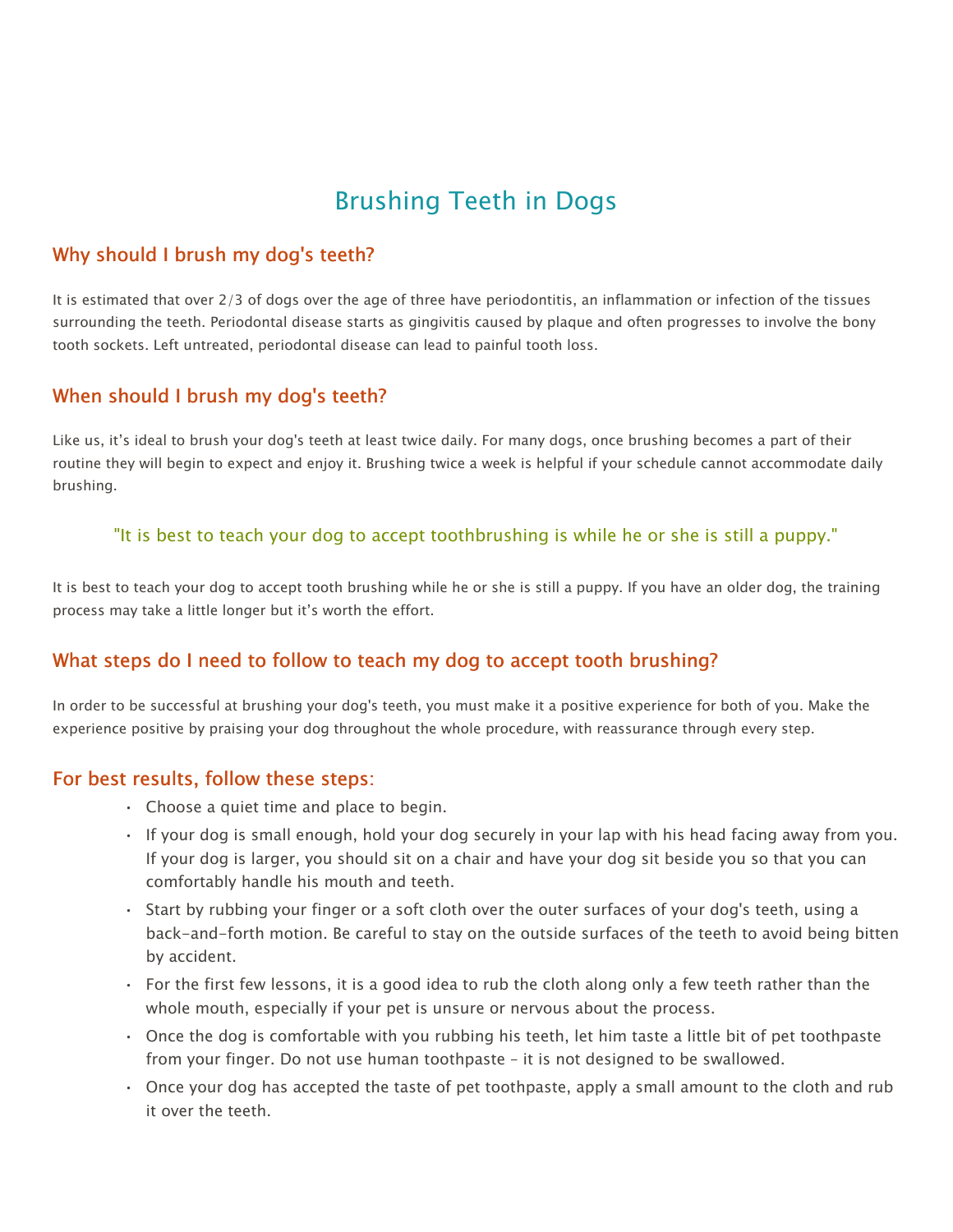# Brushing Teeth in Dogs

## Why should I brush my dog's teeth?

It is estimated that over 2/3 of dogs over the age of three have periodontitis, an inflammation or infection of the tissues surrounding the teeth. Periodontal disease starts as gingivitis caused by plaque and often progresses to involve the bony tooth sockets. Left untreated, periodontal disease can lead to painful tooth loss.

## When should I brush my dog's teeth?

Like us, it's ideal to brush your dog's teeth at least twice daily. For many dogs, once brushing becomes a part of their routine they will begin to expect and enjoy it. Brushing twice a week is helpful if your schedule cannot accommodate daily brushing.

> "It is best to teach your dog to accept toothbrushing is while he or she is still a puppy."

It is best to teach your dog to accept tooth brushing while he or she is still a puppy. If you have an older dog, the training process may take a little longer but it's worth the effort.

## What steps do I need to follow to teach my dog to accept tooth brushing?

In order to be successful at brushing your dog's teeth, you must make it a positive experience for both of you. Make the experience positive by praising your dog throughout the whole procedure, with reassurance through every step.

## For best results, follow these steps:

- Choose a quiet time and place to begin.
- If your dog is small enough, hold your dog securely in your lap with his head facing away from you. If your dog is larger, you should sit on a chair and have your dog sit beside you so that you can comfortably handle his mouth and teeth.
- Start by rubbing your finger or a soft cloth over the outer surfaces of your dog's teeth, using a back-and-forth motion. Be careful to stay on the outside surfaces of the teeth to avoid being bitten by accident.
- For the first few lessons, it is a good idea to rub the cloth along only a few teeth rather than the whole mouth, especially if your pet is unsure or nervous about the process.
- Once the dog is comfortable with you rubbing his teeth, let him taste a little bit of pet toothpaste from your finger. Do not use human toothpaste - it is not designed to be swallowed.
- Once your dog has accepted the taste of pet toothpaste, apply a small amount to the cloth and rub it over the teeth.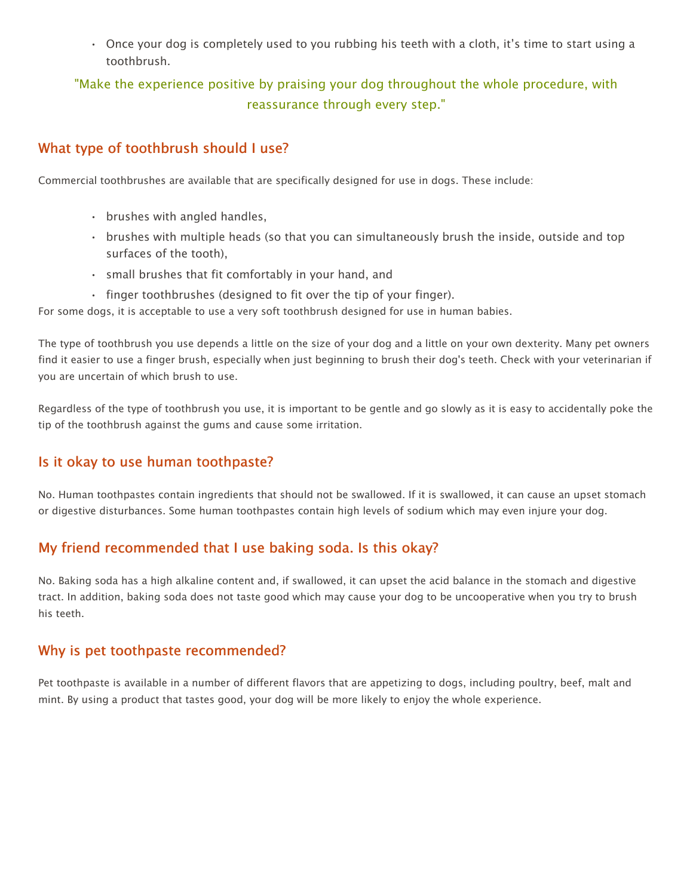- Once your dog is completely used to you rubbing his teeth with a cloth, it's time to start using a toothbrush.

"Make the experience positive by praising your dog throughout the whole procedure, with reassurance through every step."

## What type of toothbrush should I use?

Commercial toothbrushes are available that are specifically designed for use in dogs. These include:

- brushes with angled handles,
- brushes with multiple heads (so that you can simultaneously brush the inside, outside and top surfaces of the tooth),
- small brushes that fit comfortably in your hand, and
- finger toothbrushes (designed to fit over the tip of your finger).

For some dogs, it is acceptable to use a very soft toothbrush designed for use in human babies.

The type of toothbrush you use depends a little on the size of your dog and a little on your own dexterity. Many pet owners find it easier to use a finger brush, especially when just beginning to brush their dog's teeth. Check with your veterinarian if you are uncertain of which brush to use.

Regardless of the type of toothbrush you use, it is important to be gentle and go slowly as it is easy to accidentally poke the tip of the toothbrush against the gums and cause some irritation.

## Is it okay to use human toothpaste?

No. Human toothpastes contain ingredients that should not be swallowed. If it is swallowed, it can cause an upset stomach or digestive disturbances. Some human toothpastes contain high levels of sodium which may even injure your dog.

## My friend recommended that I use baking soda. Is this okay?

No. Baking soda has a high alkaline content and, if swallowed, it can upset the acid balance in the stomach and digestive tract. In addition, baking soda does not taste good which may cause your dog to be uncooperative when you try to brush his teeth.

## Why is pet toothpaste recommended?

Pet toothpaste is available in a number of different flavors that are appetizing to dogs, including poultry, beef, malt and mint. By using a product that tastes good, your dog will be more likely to enjoy the whole experience.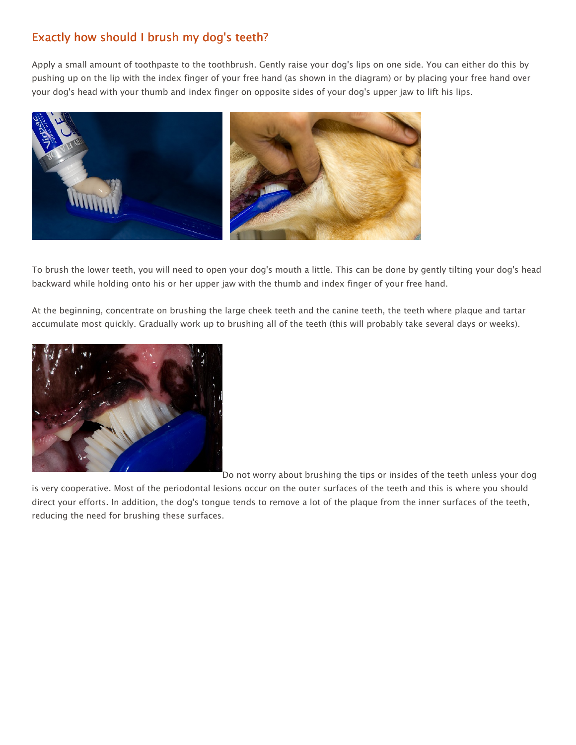## Exactly how should I brush my dog's teeth?

Apply a small amount of toothpaste to the toothbrush. Gently raise your dog's lips on one side. You can either do this by pushing up on the lip with the index finger of your free hand (as shown in the diagram) or by placing your free hand over your dog's head with your thumb and index finger on opposite sides of your dog's upper jaw to lift his lips.

To brush the lower teeth, you will need to open your dog's mouth a little. This can be done by gently tilting your dog's head backward while holding onto his or her upper jaw with the thumb and index finger of your free hand.

At the beginning, concentrate on brushing the large cheek teeth and the canine teeth, the teeth where plaque and tartar accumulate most quickly. Gradually work up to brushing all of the teeth (this will probably take several days or weeks).

Do not worry about brushing the tips or insides of the teeth unless your dog is very cooperative. Most of the periodontal lesions occur on the outer surfaces of the teeth and this is where you should direct your efforts. In addition, the dog's tongue tends to remove a lot of the plaque from the inner surfaces of the teeth, reducing the need for brushing these surfaces.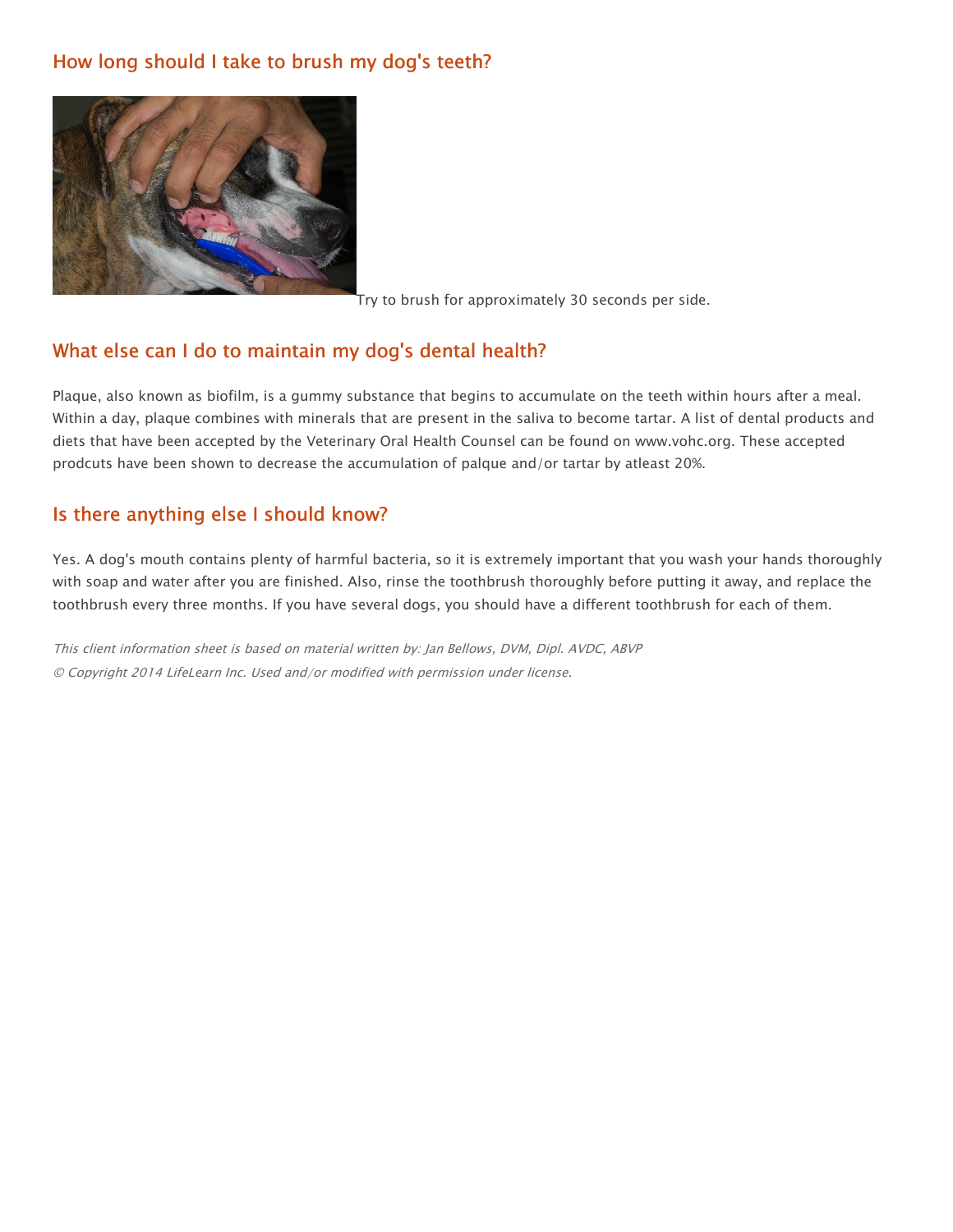## How long should I take to brush my dog's teeth?

Try to brush for approximately 30 seconds per side.

## What else can I do to maintain my dog's dental health?

Plaque, also known as biofilm, is a gummy substance that begins to accumulate on the teeth within hours after a meal. Within a day, plaque combines with minerals that are present in the saliva to become tartar. A list of dental products and diets that have been accepted by the Veterinary Oral Health Counsel can be found on www.vohc.org. These accepted prodcuts have been shown to decrease the accumulation of palque and/or tartar by atleast 20%.

## Is there anything else I should know?

Yes. A dog's mouth contains plenty of harmful bacteria, so it is extremely important that you wash your hands thoroughly with soap and water after you are finished. Also, rinse the toothbrush thoroughly before putting it away, and replace the toothbrush every three months. If you have several dogs, you should have a different toothbrush for each of them.

*This client information sheet is based on material written by: Jan Bellows, DVM, Dipl. AVDC, ABVP*

*© Copyright 2014 LifeLearn Inc. Used and/or modified with permission under license.*